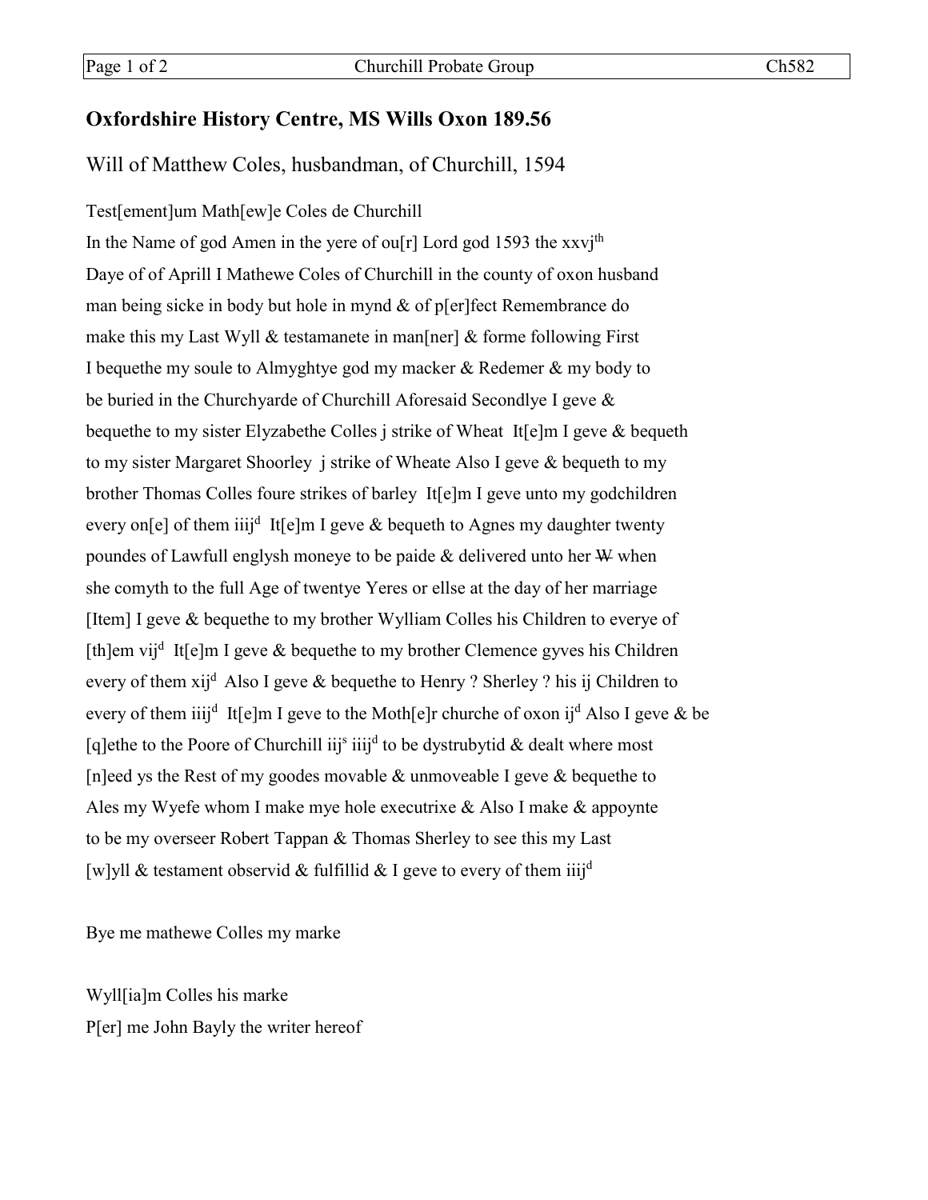## Oxfordshire History Centre, MS Wills Oxon 189.56

Will of Matthew Coles, husbandman, of Churchill, 1594

Test[ement]um Math[ew]e Coles de Churchill
In the Name of god Amen in the yere of ou[r] Lord god 1593 the xxvj$^{th}$
Daye of of Aprill I Mathewe Coles of Churchill in the county of oxon husband
man being sicke in body but hole in mynd & of p[er]fect Remembrance do
make this my Last Wyll & testamanete in man[ner] & forme following First
I bequethe my soule to Almyghtye god my macker & Redemer & my body to
be buried in the Churchyarde of Churchill Aforesaid Secondlye I geve &
bequethe to my sister Elyzabethe Colles j strike of Wheat It[e]m I geve & bequeth
to my sister Margaret Shoorley j strike of Wheate Also I geve & bequeth to my
brother Thomas Colles foure strikes of barley It[e]m I geve unto my godchildren
every on[e] of them iiij$^{d}$ It[e]m I geve & bequeth to Agnes my daughter twenty
poundes of Lawfull englysh moneye to be paide & delivered unto her ~~W~~ when
she comyth to the full Age of twentye Yeres or ellse at the day of her marriage
[Item] I geve & bequethe to my brother Wylliam Colles his Children to everye of
[th]em vij$^{d}$ It[e]m I geve & bequethe to my brother Clemence gyves his Children
every of them xij$^{d}$ Also I geve & bequethe to Henry ? Sherley ? his ij Children to
every of them iiij$^{d}$ It[e]m I geve to the Moth[e]r churche of oxon ij$^{d}$ Also I geve & be
[q]ethe to the Poore of Churchill iij$^{s}$ iiij$^{d}$ to be dystrubytid & dealt where most
[n]eed ys the Rest of my goodes movable & unmoveable I geve & bequethe to
Ales my Wyefe whom I make mye hole executrixe & Also I make & appoynte
to be my overseer Robert Tappan & Thomas Sherley to see this my Last
[w]yll & testament observid & fulfillid & I geve to every of them iiij$^{d}$

Bye me mathewe Colles my marke

Wyll[ia]m Colles his marke
P[er] me John Bayly the writer hereof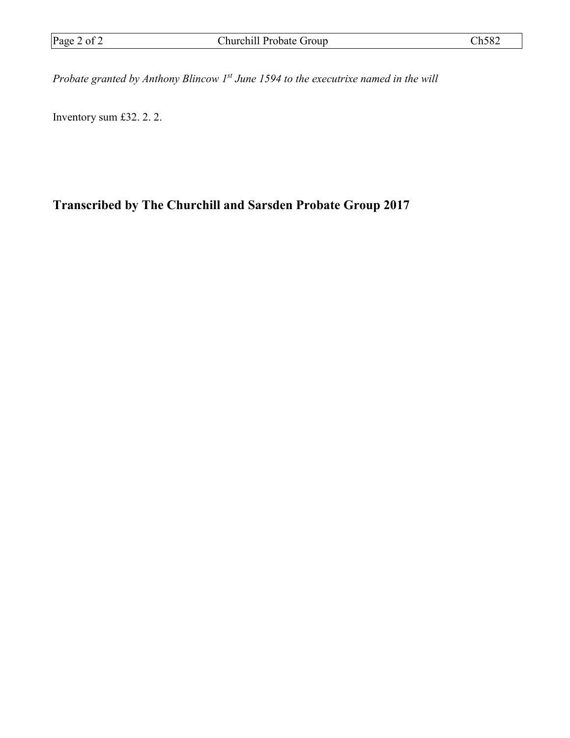*Probate granted by Anthony Blincow 1st June 1594 to the executrixe named in the will*

Inventory sum £32. 2. 2.

## Transcribed by The Churchill and Sarsden Probate Group 2017